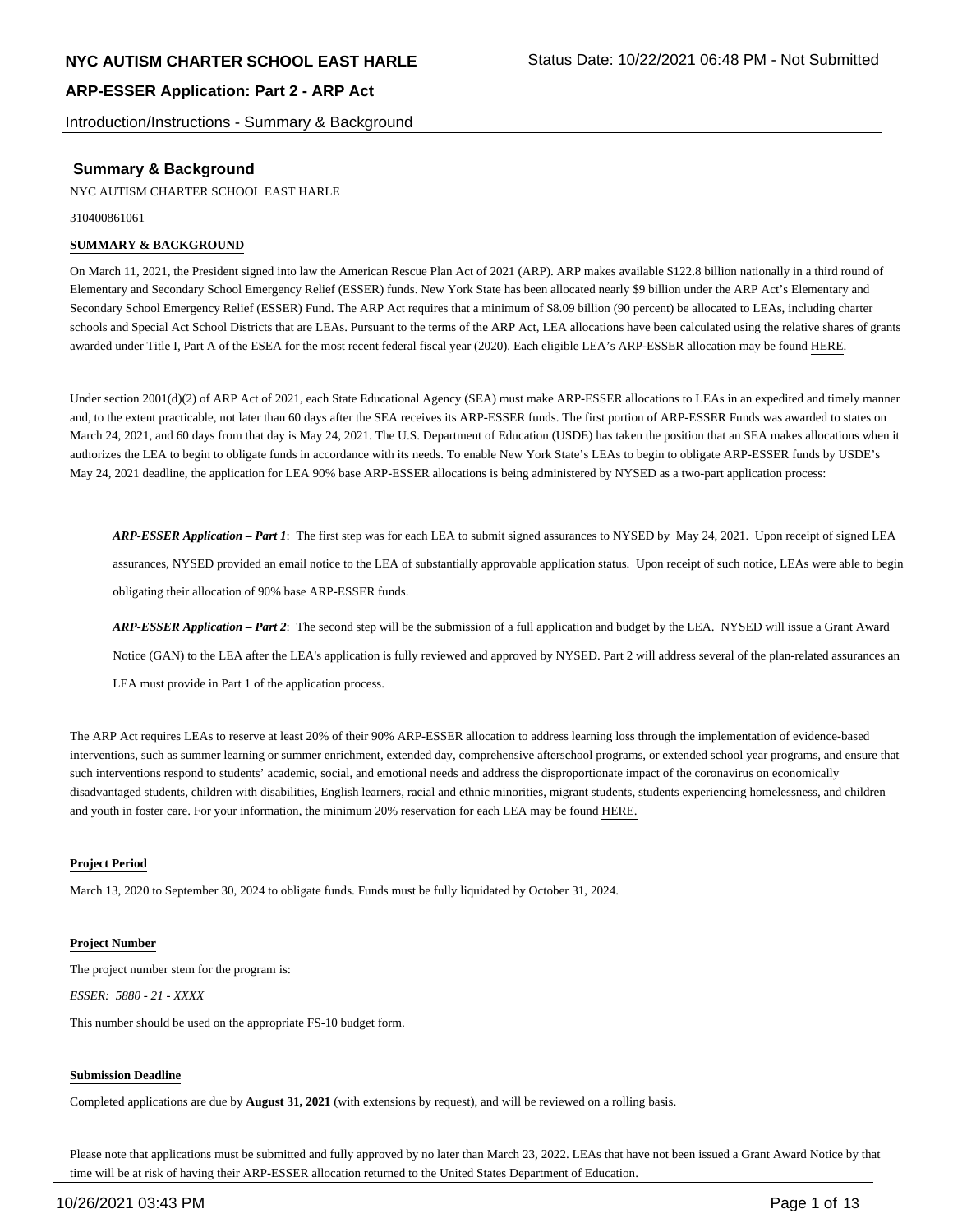## Summary & Background

NYC AUTISM CHARTER SCHOOL EAST HARLE

310400861061

**SUMMARY & BACKGROUND**

On March 11, 2021, the President signed into law the American Rescue Plan Act of 2021 (ARP). ARP makes available $122.8 billion nationally in a third round of Elementary and Secondary School Emergency Relief (ESSER) funds. New York State has been allocated nearly $9 billion under the ARP Act's Elementary and Secondary School Emergency Relief (ESSER) Fund. The ARP Act requires that a minimum of $8.09 billion (90 percent) be allocated to LEAs, including charter schools and Special Act School Districts that are LEAs. Pursuant to the terms of the ARP Act, LEA allocations have been calculated using the relative shares of grants awarded under Title I, Part A of the ESEA for the most recent federal fiscal year (2020). Each eligible LEA's ARP-ESSER allocation may be found HERE.

Under section 2001(d)(2) of ARP Act of 2021, each State Educational Agency (SEA) must make ARP-ESSER allocations to LEAs in an expedited and timely manner and, to the extent practicable, not later than 60 days after the SEA receives its ARP-ESSER funds. The first portion of ARP-ESSER Funds was awarded to states on March 24, 2021, and 60 days from that day is May 24, 2021. The U.S. Department of Education (USDE) has taken the position that an SEA makes allocations when it authorizes the LEA to begin to obligate funds in accordance with its needs. To enable New York State's LEAs to begin to obligate ARP-ESSER funds by USDE's May 24, 2021 deadline, the application for LEA 90% base ARP-ESSER allocations is being administered by NYSED as a two-part application process:

> ***ARP-ESSER Application – Part 1***: The first step was for each LEA to submit signed assurances to NYSED by May 24, 2021. Upon receipt of signed LEA assurances, NYSED provided an email notice to the LEA of substantially approvable application status. Upon receipt of such notice, LEAs were able to begin obligating their allocation of 90% base ARP-ESSER funds.
>
> ***ARP-ESSER Application – Part 2***: The second step will be the submission of a full application and budget by the LEA. NYSED will issue a Grant Award Notice (GAN) to the LEA after the LEA's application is fully reviewed and approved by NYSED. Part 2 will address several of the plan-related assurances an LEA must provide in Part 1 of the application process.

The ARP Act requires LEAs to reserve at least 20% of their 90% ARP-ESSER allocation to address learning loss through the implementation of evidence-based interventions, such as summer learning or summer enrichment, extended day, comprehensive afterschool programs, or extended school year programs, and ensure that such interventions respond to students' academic, social, and emotional needs and address the disproportionate impact of the coronavirus on economically disadvantaged students, children with disabilities, English learners, racial and ethnic minorities, migrant students, students experiencing homelessness, and children and youth in foster care. For your information, the minimum 20% reservation for each LEA may be found HERE.

**Project Period**

March 13, 2020 to September 30, 2024 to obligate funds. Funds must be fully liquidated by October 31, 2024.

**Project Number**

The project number stem for the program is:

*ESSER: 5880 - 21 - XXXX*

This number should be used on the appropriate FS-10 budget form.

**Submission Deadline**

Completed applications are due by **August 31, 2021** (with extensions by request), and will be reviewed on a rolling basis.

Please note that applications must be submitted and fully approved by no later than March 23, 2022. LEAs that have not been issued a Grant Award Notice by that time will be at risk of having their ARP-ESSER allocation returned to the United States Department of Education.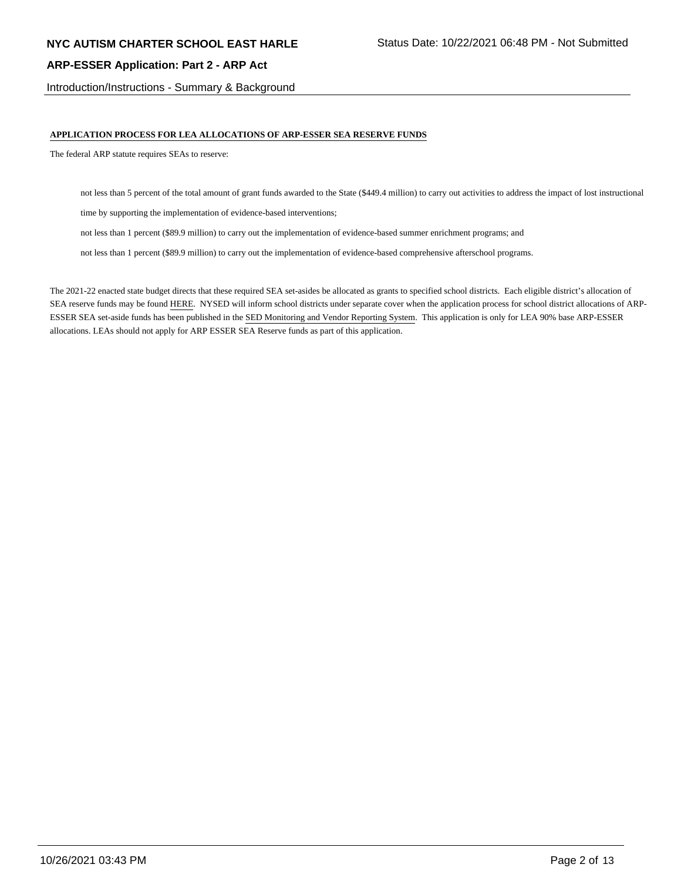## APPLICATION PROCESS FOR LEA ALLOCATIONS OF ARP-ESSER SEA RESERVE FUNDS

The federal ARP statute requires SEAs to reserve:

- not less than 5 percent of the total amount of grant funds awarded to the State ($449.4 million) to carry out activities to address the impact of lost instructional time by supporting the implementation of evidence-based interventions;
- not less than 1 percent ($89.9 million) to carry out the implementation of evidence-based summer enrichment programs; and
- not less than 1 percent ($89.9 million) to carry out the implementation of evidence-based comprehensive afterschool programs.

The 2021-22 enacted state budget directs that these required SEA set-asides be allocated as grants to specified school districts. Each eligible district's allocation of SEA reserve funds may be found HERE. NYSED will inform school districts under separate cover when the application process for school district allocations of ARP-ESSER SEA set-aside funds has been published in the SED Monitoring and Vendor Reporting System. This application is only for LEA 90% base ARP-ESSER allocations. LEAs should not apply for ARP ESSER SEA Reserve funds as part of this application.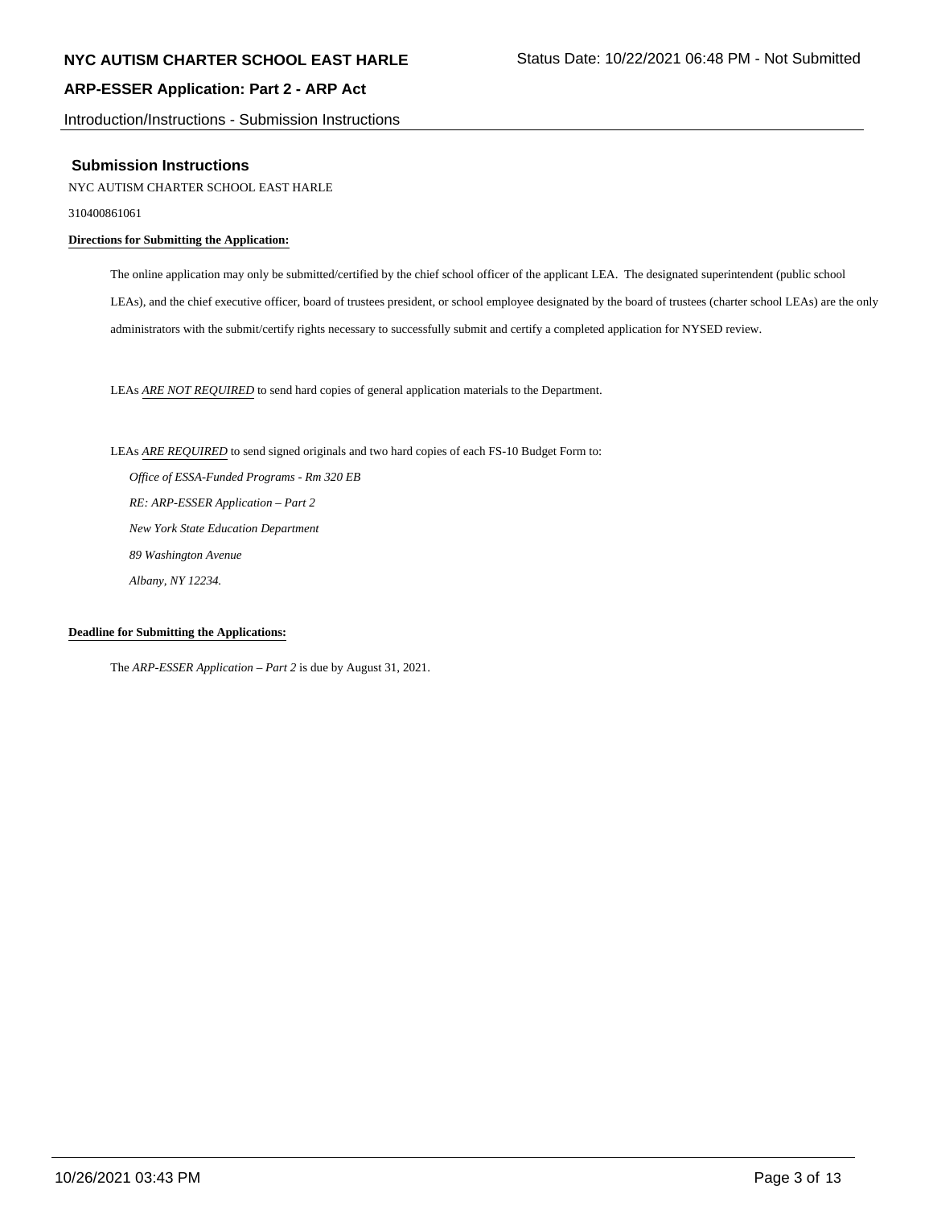## Submission Instructions

NYC AUTISM CHARTER SCHOOL EAST HARLE

310400861061

**Directions for Submitting the Application:**

The online application may only be submitted/certified by the chief school officer of the applicant LEA. The designated superintendent (public school LEAs), and the chief executive officer, board of trustees president, or school employee designated by the board of trustees (charter school LEAs) are the only administrators with the submit/certify rights necessary to successfully submit and certify a completed application for NYSED review.

LEAs *ARE NOT REQUIRED* to send hard copies of general application materials to the Department.

LEAs *ARE REQUIRED* to send signed originals and two hard copies of each FS-10 Budget Form to:

*Office of ESSA-Funded Programs - Rm 320 EB*
*RE: ARP-ESSER Application – Part 2*
*New York State Education Department*
*89 Washington Avenue*
*Albany, NY 12234.*

**Deadline for Submitting the Applications:**

The *ARP-ESSER Application – Part 2* is due by August 31, 2021.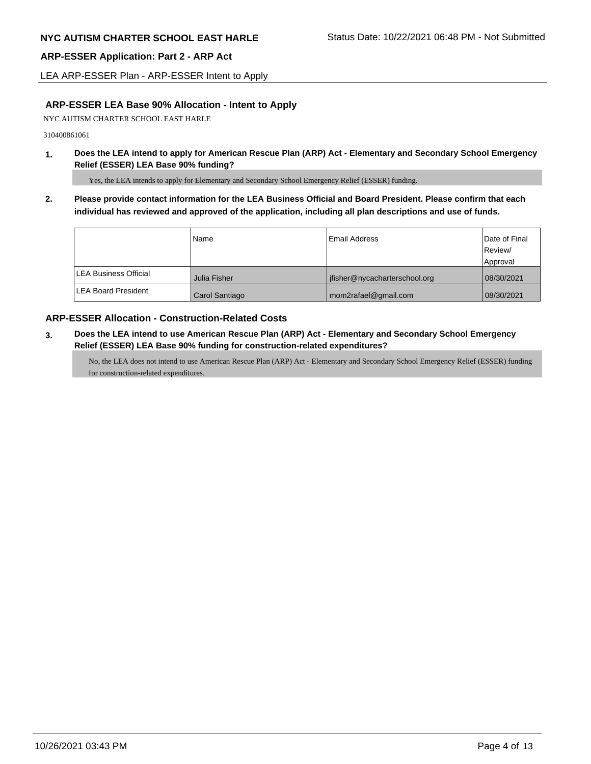## LEA ARP-ESSER Plan - ARP-ESSER Intent to Apply

### ARP-ESSER LEA Base 90% Allocation - Intent to Apply

NYC AUTISM CHARTER SCHOOL EAST HARLE

310400861061

**1. Does the LEA intend to apply for American Rescue Plan (ARP) Act - Elementary and Secondary School Emergency Relief (ESSER) LEA Base 90% funding?**

Yes, the LEA intends to apply for Elementary and Secondary School Emergency Relief (ESSER) funding.

**2. Please provide contact information for the LEA Business Official and Board President. Please confirm that each individual has reviewed and approved of the application, including all plan descriptions and use of funds.**

| | Name | Email Address | Date of Final Review/ Approval |
|---|---|---|---|
| LEA Business Official | Julia Fisher | jfisher@nycacharterschool.org | 08/30/2021 |
| LEA Board President | Carol Santiago | mom2rafael@gmail.com | 08/30/2021 |

### ARP-ESSER Allocation - Construction-Related Costs

**3. Does the LEA intend to use American Rescue Plan (ARP) Act - Elementary and Secondary School Emergency Relief (ESSER) LEA Base 90% funding for construction-related expenditures?**

No, the LEA does not intend to use American Rescue Plan (ARP) Act - Elementary and Secondary School Emergency Relief (ESSER) funding for construction-related expenditures.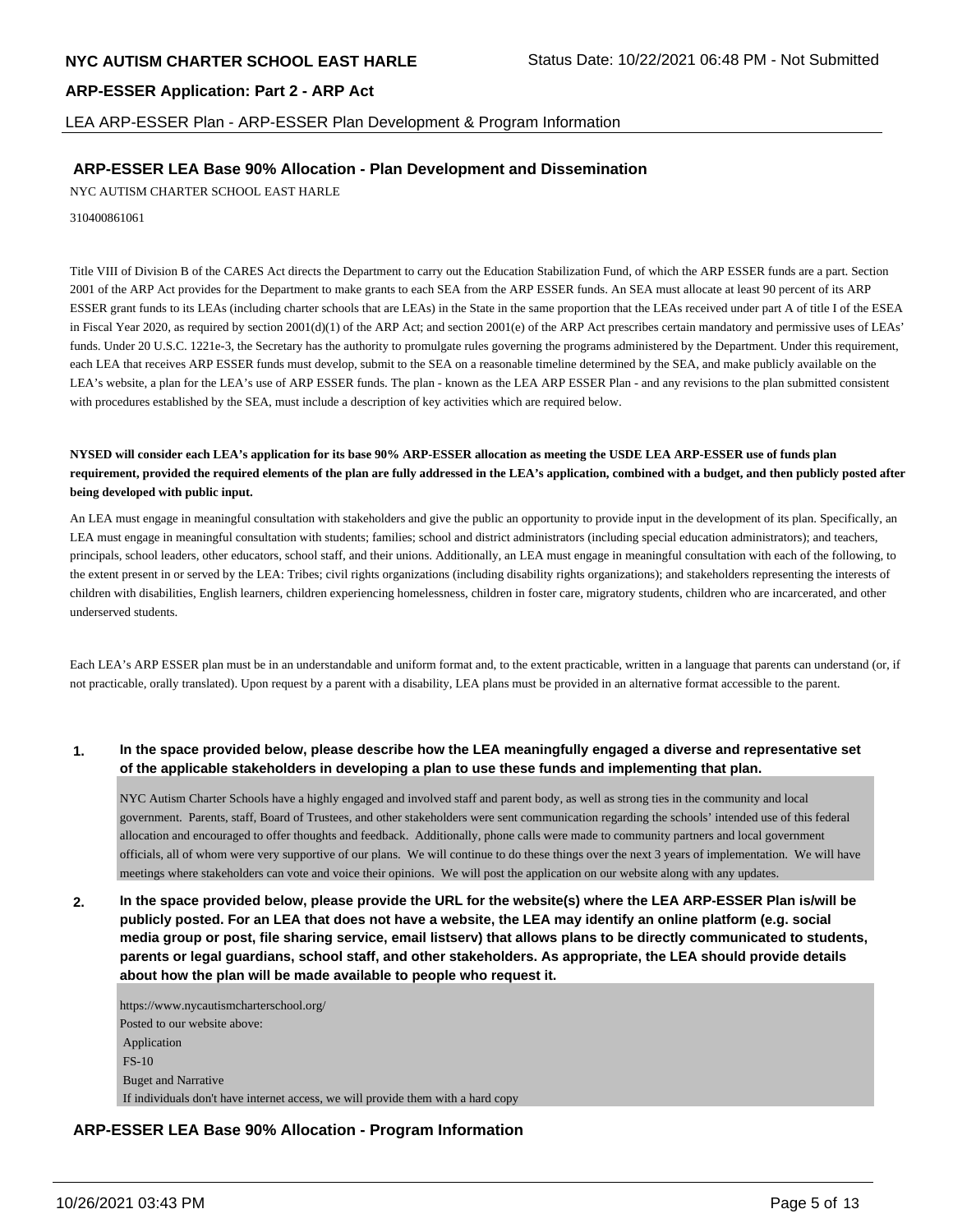## ARP-ESSER LEA Base 90% Allocation - Plan Development and Dissemination

NYC AUTISM CHARTER SCHOOL EAST HARLE

310400861061

Title VIII of Division B of the CARES Act directs the Department to carry out the Education Stabilization Fund, of which the ARP ESSER funds are a part. Section 2001 of the ARP Act provides for the Department to make grants to each SEA from the ARP ESSER funds. An SEA must allocate at least 90 percent of its ARP ESSER grant funds to its LEAs (including charter schools that are LEAs) in the State in the same proportion that the LEAs received under part A of title I of the ESEA in Fiscal Year 2020, as required by section 2001(d)(1) of the ARP Act; and section 2001(e) of the ARP Act prescribes certain mandatory and permissive uses of LEAs' funds. Under 20 U.S.C. 1221e-3, the Secretary has the authority to promulgate rules governing the programs administered by the Department. Under this requirement, each LEA that receives ARP ESSER funds must develop, submit to the SEA on a reasonable timeline determined by the SEA, and make publicly available on the LEA's website, a plan for the LEA's use of ARP ESSER funds. The plan - known as the LEA ARP ESSER Plan - and any revisions to the plan submitted consistent with procedures established by the SEA, must include a description of key activities which are required below.

**NYSED will consider each LEA's application for its base 90% ARP-ESSER allocation as meeting the USDE LEA ARP-ESSER use of funds plan requirement, provided the required elements of the plan are fully addressed in the LEA's application, combined with a budget, and then publicly posted after being developed with public input.**

An LEA must engage in meaningful consultation with stakeholders and give the public an opportunity to provide input in the development of its plan. Specifically, an LEA must engage in meaningful consultation with students; families; school and district administrators (including special education administrators); and teachers, principals, school leaders, other educators, school staff, and their unions. Additionally, an LEA must engage in meaningful consultation with each of the following, to the extent present in or served by the LEA: Tribes; civil rights organizations (including disability rights organizations); and stakeholders representing the interests of children with disabilities, English learners, children experiencing homelessness, children in foster care, migratory students, children who are incarcerated, and other underserved students.

Each LEA's ARP ESSER plan must be in an understandable and uniform format and, to the extent practicable, written in a language that parents can understand (or, if not practicable, orally translated). Upon request by a parent with a disability, LEA plans must be provided in an alternative format accessible to the parent.

**1. In the space provided below, please describe how the LEA meaningfully engaged a diverse and representative set of the applicable stakeholders in developing a plan to use these funds and implementing that plan.**

NYC Autism Charter Schools have a highly engaged and involved staff and parent body, as well as strong ties in the community and local government. Parents, staff, Board of Trustees, and other stakeholders were sent communication regarding the schools' intended use of this federal allocation and encouraged to offer thoughts and feedback. Additionally, phone calls were made to community partners and local government officials, all of whom were very supportive of our plans. We will continue to do these things over the next 3 years of implementation. We will have meetings where stakeholders can vote and voice their opinions. We will post the application on our website along with any updates.

**2. In the space provided below, please provide the URL for the website(s) where the LEA ARP-ESSER Plan is/will be publicly posted. For an LEA that does not have a website, the LEA may identify an online platform (e.g. social media group or post, file sharing service, email listserv) that allows plans to be directly communicated to students, parents or legal guardians, school staff, and other stakeholders. As appropriate, the LEA should provide details about how the plan will be made available to people who request it.**

https://www.nycautismcharterschool.org/
Posted to our website above:
Application
FS-10
Buget and Narrative
If individuals don't have internet access, we will provide them with a hard copy

## ARP-ESSER LEA Base 90% Allocation - Program Information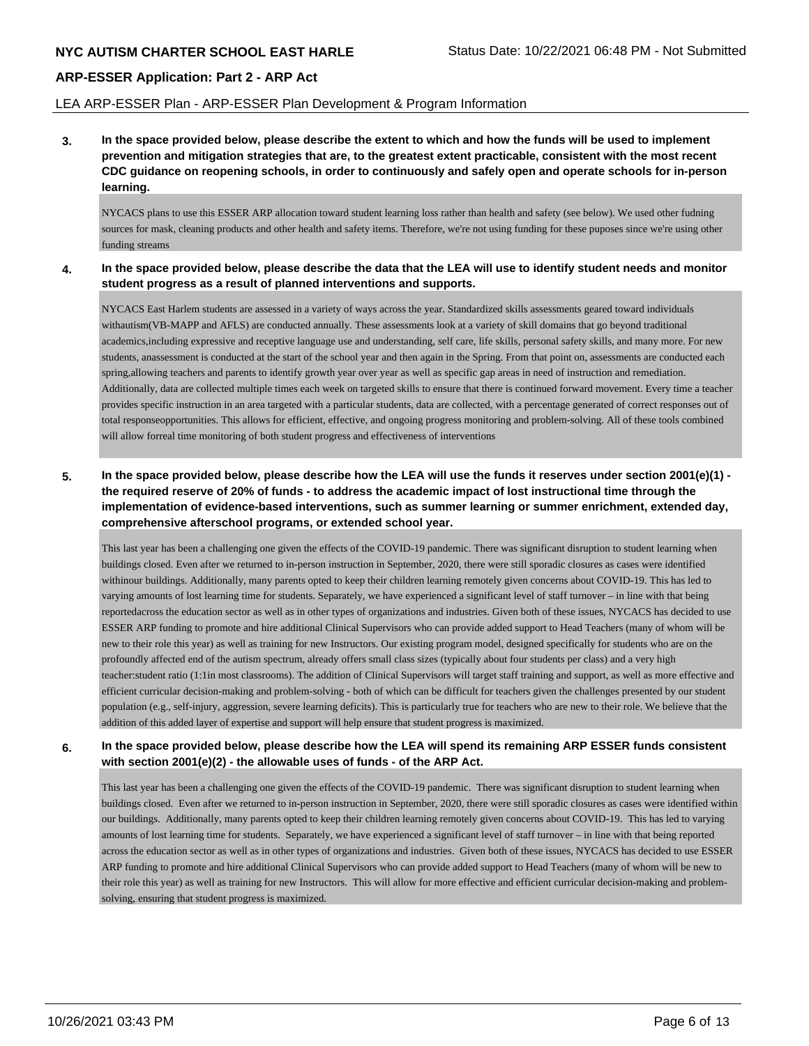**3. In the space provided below, please describe the extent to which and how the funds will be used to implement prevention and mitigation strategies that are, to the greatest extent practicable, consistent with the most recent CDC guidance on reopening schools, in order to continuously and safely open and operate schools for in-person learning.**

NYCACS plans to use this ESSER ARP allocation toward student learning loss rather than health and safety (see below). We used other fudning sources for mask, cleaning products and other health and safety items. Therefore, we're not using funding for these puposes since we're using other funding streams

**4. In the space provided below, please describe the data that the LEA will use to identify student needs and monitor student progress as a result of planned interventions and supports.**

NYCACS East Harlem students are assessed in a variety of ways across the year. Standardized skills assessments geared toward individuals withautism(VB-MAPP and AFLS) are conducted annually. These assessments look at a variety of skill domains that go beyond traditional academics,including expressive and receptive language use and understanding, self care, life skills, personal safety skills, and many more. For new students, anassessment is conducted at the start of the school year and then again in the Spring. From that point on, assessments are conducted each spring,allowing teachers and parents to identify growth year over year as well as specific gap areas in need of instruction and remediation. Additionally, data are collected multiple times each week on targeted skills to ensure that there is continued forward movement. Every time a teacher provides specific instruction in an area targeted with a particular students, data are collected, with a percentage generated of correct responses out of total responseopportunities. This allows for efficient, effective, and ongoing progress monitoring and problem-solving. All of these tools combined will allow forreal time monitoring of both student progress and effectiveness of interventions

**5. In the space provided below, please describe how the LEA will use the funds it reserves under section 2001(e)(1) - the required reserve of 20% of funds - to address the academic impact of lost instructional time through the implementation of evidence-based interventions, such as summer learning or summer enrichment, extended day, comprehensive afterschool programs, or extended school year.**

This last year has been a challenging one given the effects of the COVID-19 pandemic. There was significant disruption to student learning when buildings closed. Even after we returned to in-person instruction in September, 2020, there were still sporadic closures as cases were identified withinour buildings. Additionally, many parents opted to keep their children learning remotely given concerns about COVID-19. This has led to varying amounts of lost learning time for students. Separately, we have experienced a significant level of staff turnover – in line with that being reportedacross the education sector as well as in other types of organizations and industries. Given both of these issues, NYCACS has decided to use ESSER ARP funding to promote and hire additional Clinical Supervisors who can provide added support to Head Teachers (many of whom will be new to their role this year) as well as training for new Instructors. Our existing program model, designed specifically for students who are on the profoundly affected end of the autism spectrum, already offers small class sizes (typically about four students per class) and a very high teacher:student ratio (1:1in most classrooms). The addition of Clinical Supervisors will target staff training and support, as well as more effective and efficient curricular decision-making and problem-solving - both of which can be difficult for teachers given the challenges presented by our student population (e.g., self-injury, aggression, severe learning deficits). This is particularly true for teachers who are new to their role. We believe that the addition of this added layer of expertise and support will help ensure that student progress is maximized.

**6. In the space provided below, please describe how the LEA will spend its remaining ARP ESSER funds consistent with section 2001(e)(2) - the allowable uses of funds - of the ARP Act.**

This last year has been a challenging one given the effects of the COVID-19 pandemic. There was significant disruption to student learning when buildings closed. Even after we returned to in-person instruction in September, 2020, there were still sporadic closures as cases were identified within our buildings. Additionally, many parents opted to keep their children learning remotely given concerns about COVID-19. This has led to varying amounts of lost learning time for students. Separately, we have experienced a significant level of staff turnover – in line with that being reported across the education sector as well as in other types of organizations and industries. Given both of these issues, NYCACS has decided to use ESSER ARP funding to promote and hire additional Clinical Supervisors who can provide added support to Head Teachers (many of whom will be new to their role this year) as well as training for new Instructors. This will allow for more effective and efficient curricular decision-making and problem-solving, ensuring that student progress is maximized.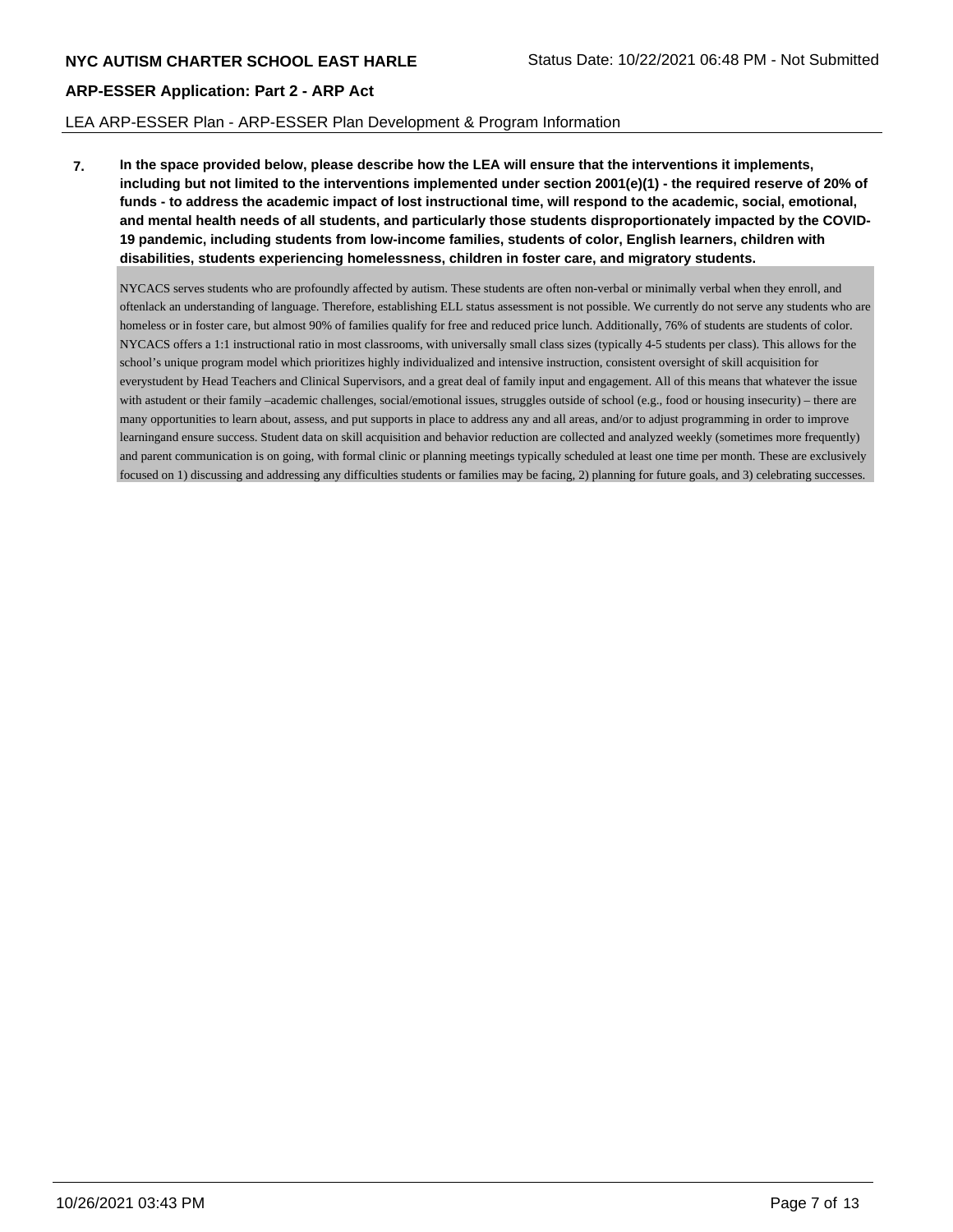## ARP-ESSER Application: Part 2 - ARP Act

LEA ARP-ESSER Plan - ARP-ESSER Plan Development & Program Information

**7. In the space provided below, please describe how the LEA will ensure that the interventions it implements, including but not limited to the interventions implemented under section 2001(e)(1) - the required reserve of 20% of funds - to address the academic impact of lost instructional time, will respond to the academic, social, emotional, and mental health needs of all students, and particularly those students disproportionately impacted by the COVID-19 pandemic, including students from low-income families, students of color, English learners, children with disabilities, students experiencing homelessness, children in foster care, and migratory students.**

NYCACS serves students who are profoundly affected by autism. These students are often non-verbal or minimally verbal when they enroll, and oftenlack an understanding of language. Therefore, establishing ELL status assessment is not possible. We currently do not serve any students who are homeless or in foster care, but almost 90% of families qualify for free and reduced price lunch. Additionally, 76% of students are students of color. NYCACS offers a 1:1 instructional ratio in most classrooms, with universally small class sizes (typically 4-5 students per class). This allows for the school's unique program model which prioritizes highly individualized and intensive instruction, consistent oversight of skill acquisition for everystudent by Head Teachers and Clinical Supervisors, and a great deal of family input and engagement. All of this means that whatever the issue with astudent or their family –academic challenges, social/emotional issues, struggles outside of school (e.g., food or housing insecurity) – there are many opportunities to learn about, assess, and put supports in place to address any and all areas, and/or to adjust programming in order to improve learningand ensure success. Student data on skill acquisition and behavior reduction are collected and analyzed weekly (sometimes more frequently) and parent communication is on going, with formal clinic or planning meetings typically scheduled at least one time per month. These are exclusively focused on 1) discussing and addressing any difficulties students or families may be facing, 2) planning for future goals, and 3) celebrating successes.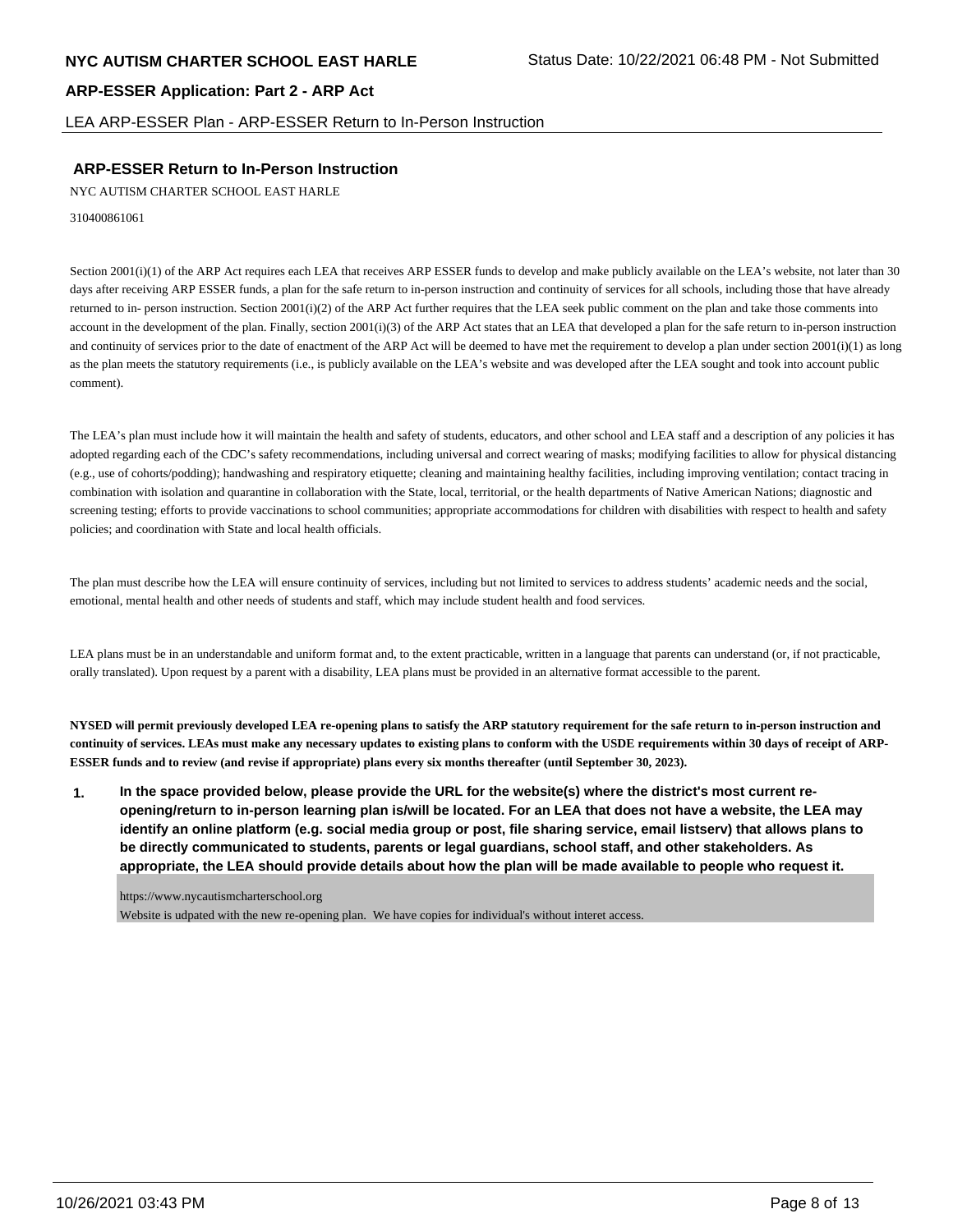## ARP-ESSER Return to In-Person Instruction

NYC AUTISM CHARTER SCHOOL EAST HARLE

310400861061

Section 2001(i)(1) of the ARP Act requires each LEA that receives ARP ESSER funds to develop and make publicly available on the LEA's website, not later than 30 days after receiving ARP ESSER funds, a plan for the safe return to in-person instruction and continuity of services for all schools, including those that have already returned to in- person instruction. Section 2001(i)(2) of the ARP Act further requires that the LEA seek public comment on the plan and take those comments into account in the development of the plan. Finally, section 2001(i)(3) of the ARP Act states that an LEA that developed a plan for the safe return to in-person instruction and continuity of services prior to the date of enactment of the ARP Act will be deemed to have met the requirement to develop a plan under section 2001(i)(1) as long as the plan meets the statutory requirements (i.e., is publicly available on the LEA's website and was developed after the LEA sought and took into account public comment).

The LEA's plan must include how it will maintain the health and safety of students, educators, and other school and LEA staff and a description of any policies it has adopted regarding each of the CDC's safety recommendations, including universal and correct wearing of masks; modifying facilities to allow for physical distancing (e.g., use of cohorts/podding); handwashing and respiratory etiquette; cleaning and maintaining healthy facilities, including improving ventilation; contact tracing in combination with isolation and quarantine in collaboration with the State, local, territorial, or the health departments of Native American Nations; diagnostic and screening testing; efforts to provide vaccinations to school communities; appropriate accommodations for children with disabilities with respect to health and safety policies; and coordination with State and local health officials.

The plan must describe how the LEA will ensure continuity of services, including but not limited to services to address students' academic needs and the social, emotional, mental health and other needs of students and staff, which may include student health and food services.

LEA plans must be in an understandable and uniform format and, to the extent practicable, written in a language that parents can understand (or, if not practicable, orally translated). Upon request by a parent with a disability, LEA plans must be provided in an alternative format accessible to the parent.

**NYSED will permit previously developed LEA re-opening plans to satisfy the ARP statutory requirement for the safe return to in-person instruction and continuity of services. LEAs must make any necessary updates to existing plans to conform with the USDE requirements within 30 days of receipt of ARP-ESSER funds and to review (and revise if appropriate) plans every six months thereafter (until September 30, 2023).**

1. **In the space provided below, please provide the URL for the website(s) where the district's most current re-opening/return to in-person learning plan is/will be located. For an LEA that does not have a website, the LEA may identify an online platform (e.g. social media group or post, file sharing service, email listserv) that allows plans to be directly communicated to students, parents or legal guardians, school staff, and other stakeholders. As appropriate, the LEA should provide details about how the plan will be made available to people who request it.**

   https://www.nycautismcharterschool.org
   Website is udpated with the new re-opening plan. We have copies for individual's without interet access.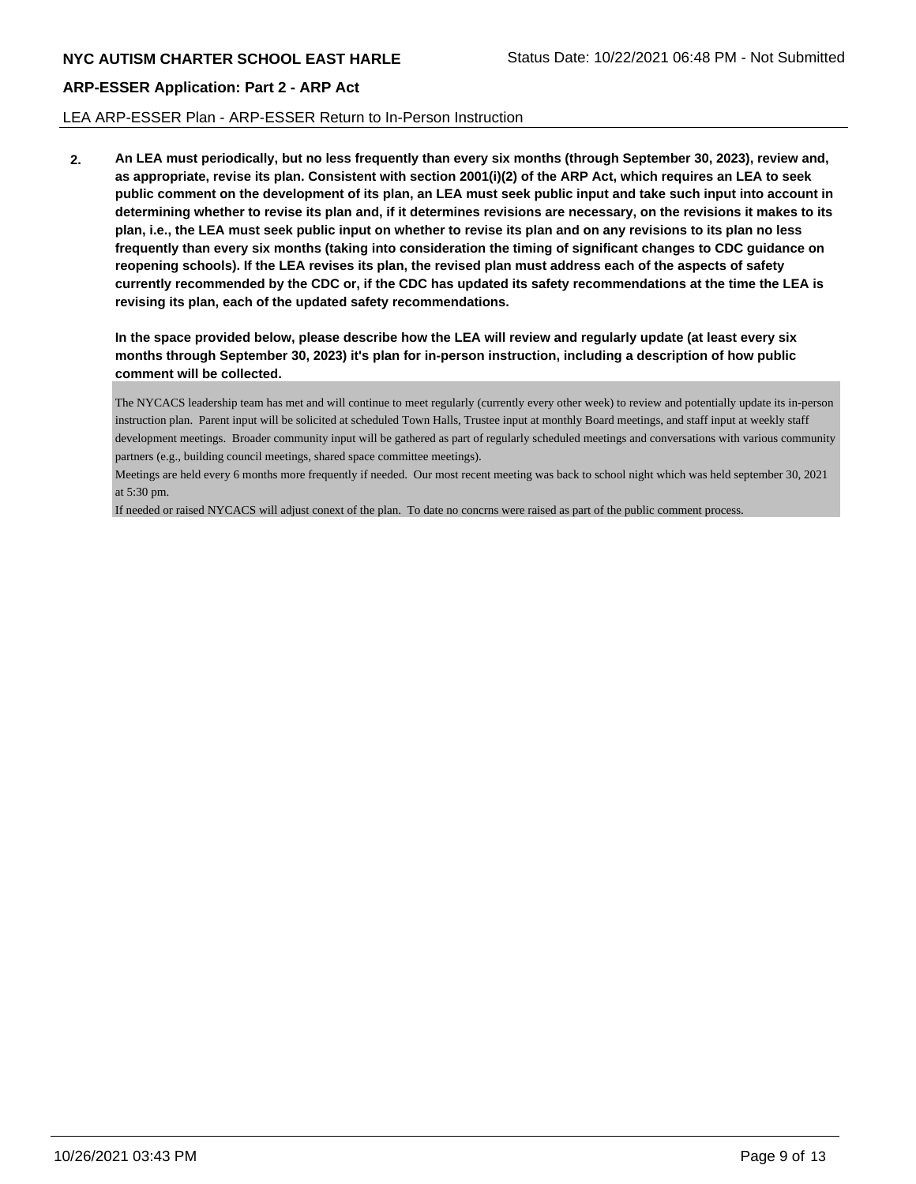## LEA ARP-ESSER Plan - ARP-ESSER Return to In-Person Instruction

**2. An LEA must periodically, but no less frequently than every six months (through September 30, 2023), review and, as appropriate, revise its plan. Consistent with section 2001(i)(2) of the ARP Act, which requires an LEA to seek public comment on the development of its plan, an LEA must seek public input and take such input into account in determining whether to revise its plan and, if it determines revisions are necessary, on the revisions it makes to its plan, i.e., the LEA must seek public input on whether to revise its plan and on any revisions to its plan no less frequently than every six months (taking into consideration the timing of significant changes to CDC guidance on reopening schools). If the LEA revises its plan, the revised plan must address each of the aspects of safety currently recommended by the CDC or, if the CDC has updated its safety recommendations at the time the LEA is revising its plan, each of the updated safety recommendations.**

**In the space provided below, please describe how the LEA will review and regularly update (at least every six months through September 30, 2023) it's plan for in-person instruction, including a description of how public comment will be collected.**

The NYCACS leadership team has met and will continue to meet regularly (currently every other week) to review and potentially update its in-person instruction plan. Parent input will be solicited at scheduled Town Halls, Trustee input at monthly Board meetings, and staff input at weekly staff development meetings. Broader community input will be gathered as part of regularly scheduled meetings and conversations with various community partners (e.g., building council meetings, shared space committee meetings).

Meetings are held every 6 months more frequently if needed. Our most recent meeting was back to school night which was held september 30, 2021 at 5:30 pm.

If needed or raised NYCACS will adjust conext of the plan. To date no concrns were raised as part of the public comment process.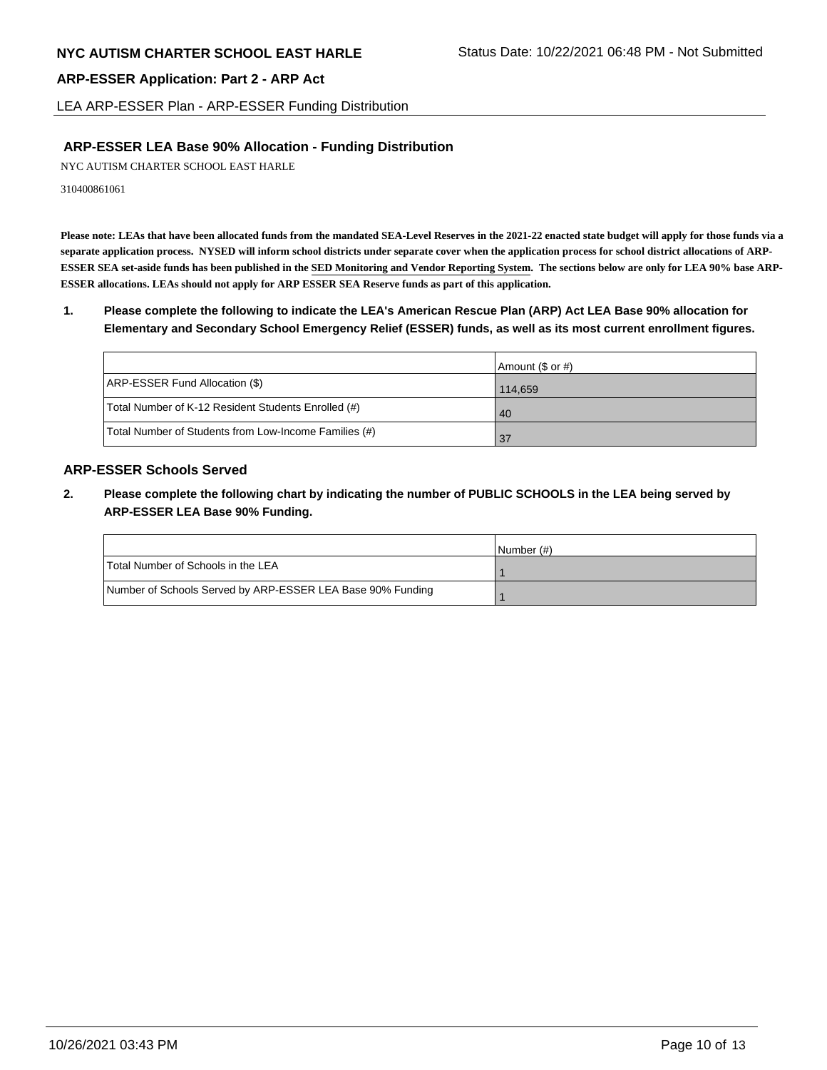## ARP-ESSER LEA Base 90% Allocation - Funding Distribution

NYC AUTISM CHARTER SCHOOL EAST HARLE

310400861061

**Please note: LEAs that have been allocated funds from the mandated SEA-Level Reserves in the 2021-22 enacted state budget will apply for those funds via a separate application process. NYSED will inform school districts under separate cover when the application process for school district allocations of ARP-ESSER SEA set-aside funds has been published in the SED Monitoring and Vendor Reporting System. The sections below are only for LEA 90% base ARP-ESSER allocations. LEAs should not apply for ARP ESSER SEA Reserve funds as part of this application.**

**1. Please complete the following to indicate the LEA's American Rescue Plan (ARP) Act LEA Base 90% allocation for Elementary and Secondary School Emergency Relief (ESSER) funds, as well as its most current enrollment figures.**

| | Amount ($ or #) |
|---|---|
| ARP-ESSER Fund Allocation ($) | 114,659 |
| Total Number of K-12 Resident Students Enrolled (#) | 40 |
| Total Number of Students from Low-Income Families (#) | 37 |

### ARP-ESSER Schools Served

**2. Please complete the following chart by indicating the number of PUBLIC SCHOOLS in the LEA being served by ARP-ESSER LEA Base 90% Funding.**

| | Number (#) |
|---|---|
| Total Number of Schools in the LEA | 1 |
| Number of Schools Served by ARP-ESSER LEA Base 90% Funding | 1 |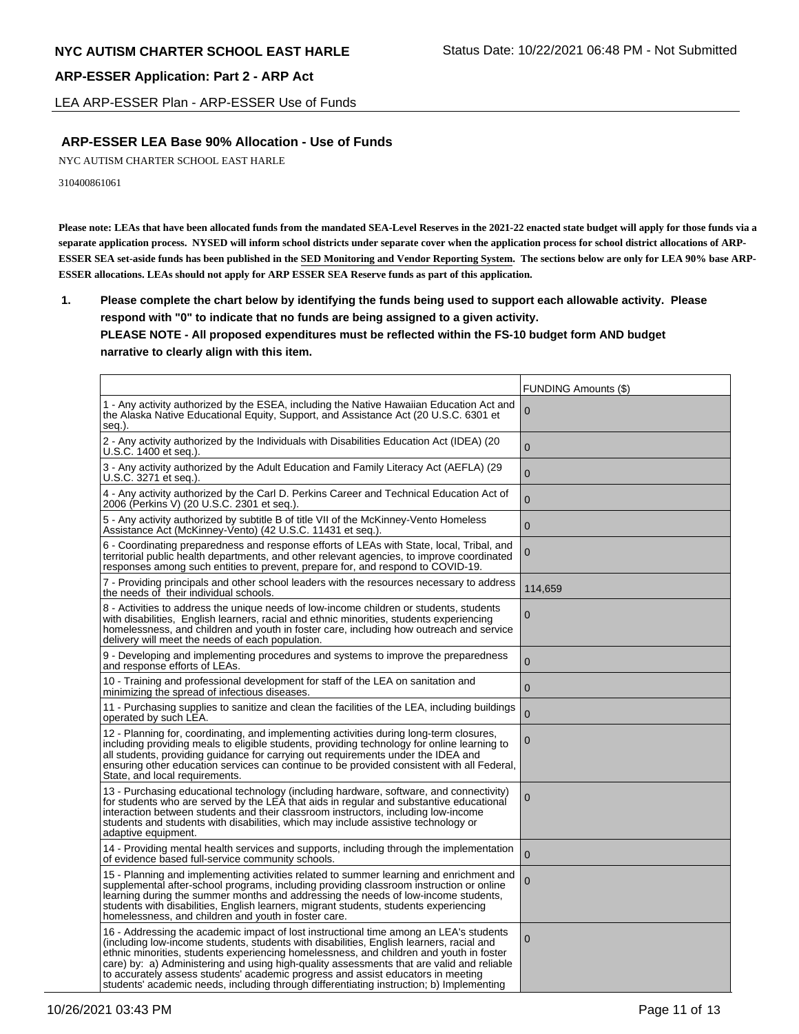## ARP-ESSER LEA Base 90% Allocation - Use of Funds

NYC AUTISM CHARTER SCHOOL EAST HARLE

310400861061

**Please note: LEAs that have been allocated funds from the mandated SEA-Level Reserves in the 2021-22 enacted state budget will apply for those funds via a separate application process. NYSED will inform school districts under separate cover when the application process for school district allocations of ARP-ESSER SEA set-aside funds has been published in the SED Monitoring and Vendor Reporting System. The sections below are only for LEA 90% base ARP-ESSER allocations. LEAs should not apply for ARP ESSER SEA Reserve funds as part of this application.**

1. **Please complete the chart below by identifying the funds being used to support each allowable activity. Please respond with "0" to indicate that no funds are being assigned to a given activity.**
   **PLEASE NOTE - All proposed expenditures must be reflected within the FS-10 budget form AND budget narrative to clearly align with this item.**

| | FUNDING Amounts ($) |
|---|---|
| 1 - Any activity authorized by the ESEA, including the Native Hawaiian Education Act and the Alaska Native Educational Equity, Support, and Assistance Act (20 U.S.C. 6301 et seq.). | 0 |
| 2 - Any activity authorized by the Individuals with Disabilities Education Act (IDEA) (20 U.S.C. 1400 et seq.). | 0 |
| 3 - Any activity authorized by the Adult Education and Family Literacy Act (AEFLA) (29 U.S.C. 3271 et seq.). | 0 |
| 4 - Any activity authorized by the Carl D. Perkins Career and Technical Education Act of 2006 (Perkins V) (20 U.S.C. 2301 et seq.). | 0 |
| 5 - Any activity authorized by subtitle B of title VII of the McKinney-Vento Homeless Assistance Act (McKinney-Vento) (42 U.S.C. 11431 et seq.). | 0 |
| 6 - Coordinating preparedness and response efforts of LEAs with State, local, Tribal, and territorial public health departments, and other relevant agencies, to improve coordinated responses among such entities to prevent, prepare for, and respond to COVID-19. | 0 |
| 7 - Providing principals and other school leaders with the resources necessary to address the needs of their individual schools. | 114,659 |
| 8 - Activities to address the unique needs of low-income children or students, students with disabilities, English learners, racial and ethnic minorities, students experiencing homelessness, and children and youth in foster care, including how outreach and service delivery will meet the needs of each population. | 0 |
| 9 - Developing and implementing procedures and systems to improve the preparedness and response efforts of LEAs. | 0 |
| 10 - Training and professional development for staff of the LEA on sanitation and minimizing the spread of infectious diseases. | 0 |
| 11 - Purchasing supplies to sanitize and clean the facilities of the LEA, including buildings operated by such LEA. | 0 |
| 12 - Planning for, coordinating, and implementing activities during long-term closures, including providing meals to eligible students, providing technology for online learning to all students, providing guidance for carrying out requirements under the IDEA and ensuring other education services can continue to be provided consistent with all Federal, State, and local requirements. | 0 |
| 13 - Purchasing educational technology (including hardware, software, and connectivity) for students who are served by the LEA that aids in regular and substantive educational interaction between students and their classroom instructors, including low-income students and students with disabilities, which may include assistive technology or adaptive equipment. | 0 |
| 14 - Providing mental health services and supports, including through the implementation of evidence based full-service community schools. | 0 |
| 15 - Planning and implementing activities related to summer learning and enrichment and supplemental after-school programs, including providing classroom instruction or online learning during the summer months and addressing the needs of low-income students, students with disabilities, English learners, migrant students, students experiencing homelessness, and children and youth in foster care. | 0 |
| 16 - Addressing the academic impact of lost instructional time among an LEA's students (including low-income students, students with disabilities, English learners, racial and ethnic minorities, students experiencing homelessness, and children and youth in foster care) by: a) Administering and using high-quality assessments that are valid and reliable to accurately assess students' academic progress and assist educators in meeting students' academic needs, including through differentiating instruction; b) Implementing | 0 |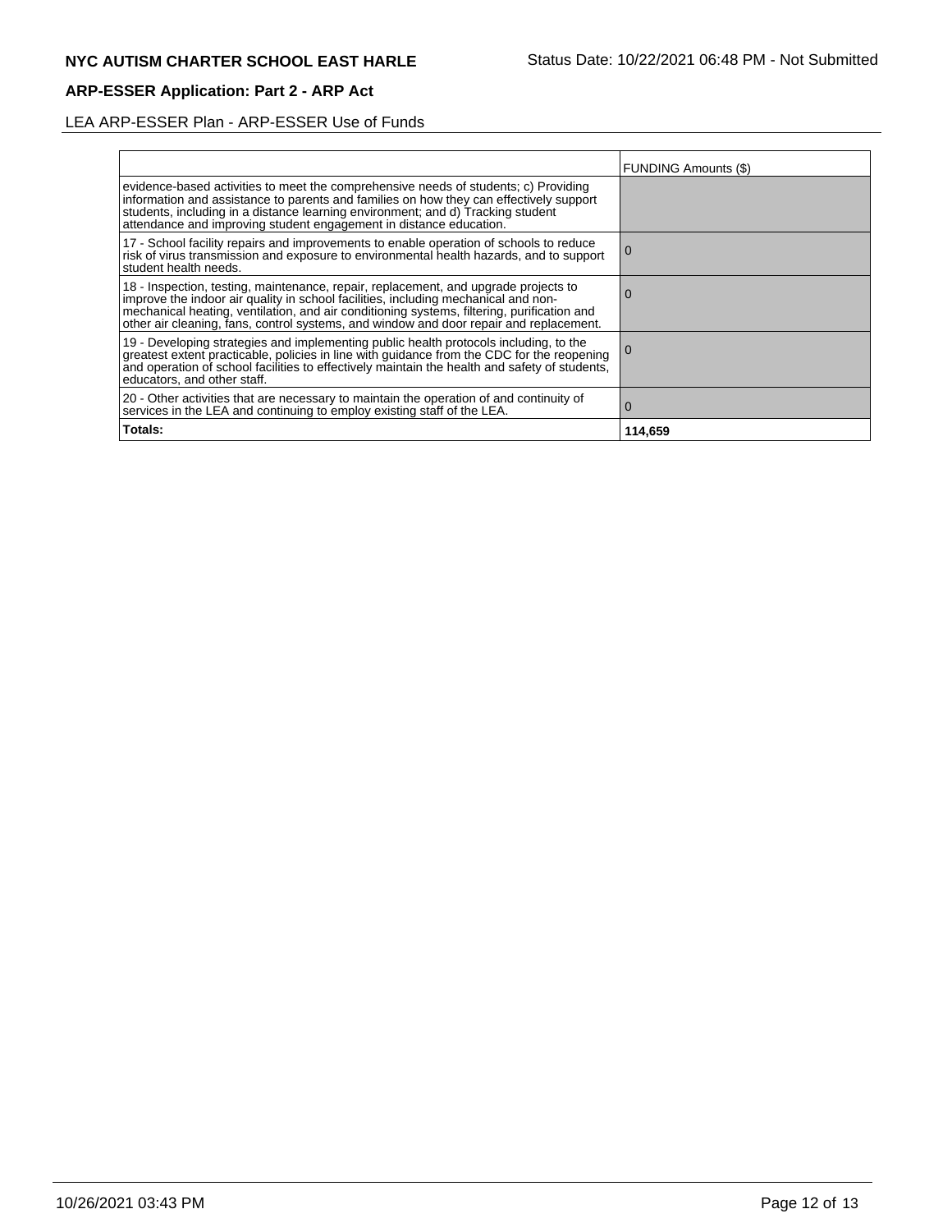## ARP-ESSER Application: Part 2 - ARP Act

LEA ARP-ESSER Plan - ARP-ESSER Use of Funds

| | FUNDING Amounts ($) |
|---|---|
| evidence-based activities to meet the comprehensive needs of students; c) Providing information and assistance to parents and families on how they can effectively support students, including in a distance learning environment; and d) Tracking student attendance and improving student engagement in distance education. | |
| 17 - School facility repairs and improvements to enable operation of schools to reduce risk of virus transmission and exposure to environmental health hazards, and to support student health needs. | 0 |
| 18 - Inspection, testing, maintenance, repair, replacement, and upgrade projects to improve the indoor air quality in school facilities, including mechanical and non-mechanical heating, ventilation, and air conditioning systems, filtering, purification and other air cleaning, fans, control systems, and window and door repair and replacement. | 0 |
| 19 - Developing strategies and implementing public health protocols including, to the greatest extent practicable, policies in line with guidance from the CDC for the reopening and operation of school facilities to effectively maintain the health and safety of students, educators, and other staff. | 0 |
| 20 - Other activities that are necessary to maintain the operation of and continuity of services in the LEA and continuing to employ existing staff of the LEA. | 0 |
| **Totals:** | **114,659** |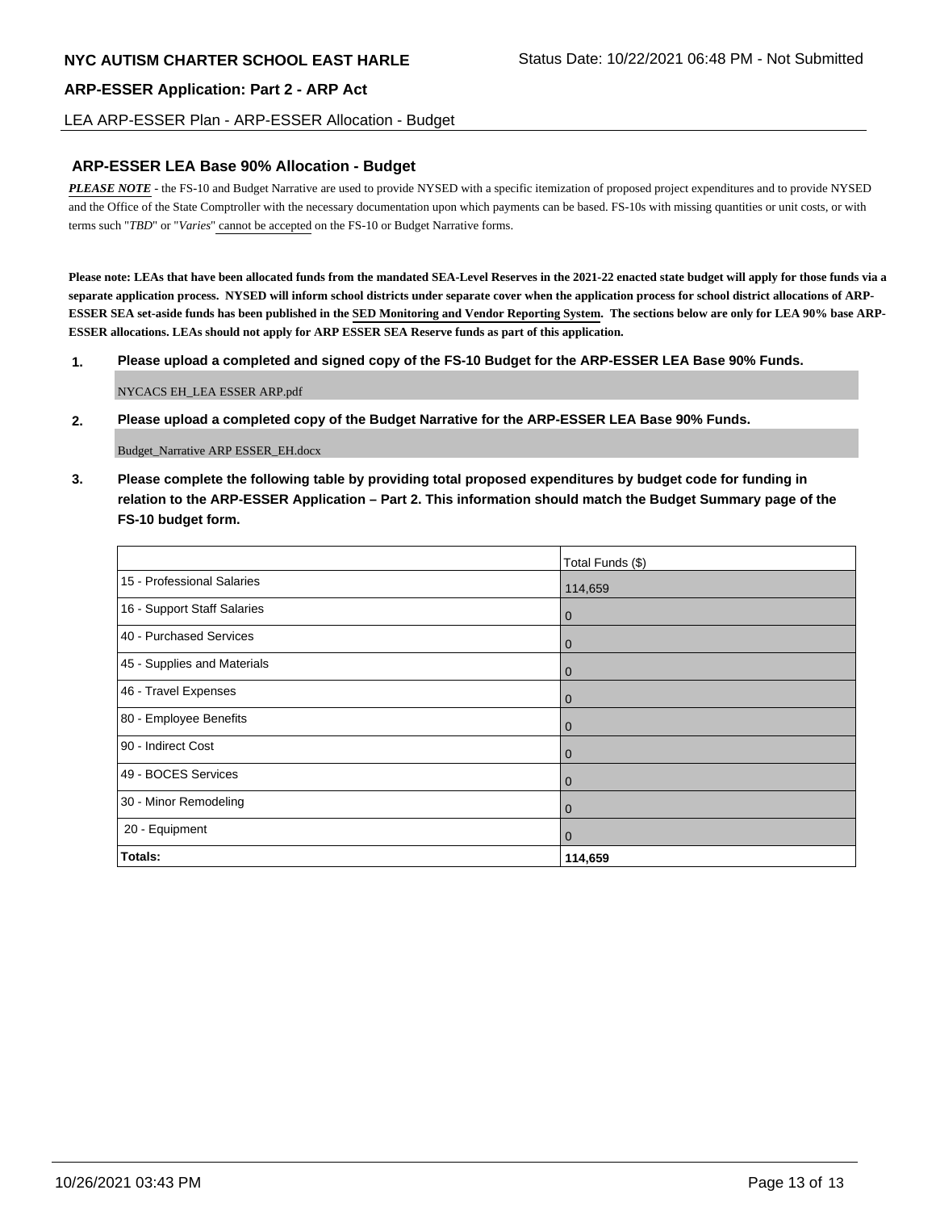## ARP-ESSER LEA Base 90% Allocation - Budget

***PLEASE NOTE*** - the FS-10 and Budget Narrative are used to provide NYSED with a specific itemization of proposed project expenditures and to provide NYSED and the Office of the State Comptroller with the necessary documentation upon which payments can be based. FS-10s with missing quantities or unit costs, or with terms such "*TBD*" or "*Varies*" cannot be accepted on the FS-10 or Budget Narrative forms.

**Please note: LEAs that have been allocated funds from the mandated SEA-Level Reserves in the 2021-22 enacted state budget will apply for those funds via a separate application process. NYSED will inform school districts under separate cover when the application process for school district allocations of ARP-ESSER SEA set-aside funds has been published in the SED Monitoring and Vendor Reporting System. The sections below are only for LEA 90% base ARP-ESSER allocations. LEAs should not apply for ARP ESSER SEA Reserve funds as part of this application.**

**1. Please upload a completed and signed copy of the FS-10 Budget for the ARP-ESSER LEA Base 90% Funds.**

NYCACS EH_LEA ESSER ARP.pdf

**2. Please upload a completed copy of the Budget Narrative for the ARP-ESSER LEA Base 90% Funds.**

Budget_Narrative ARP ESSER_EH.docx

**3. Please complete the following table by providing total proposed expenditures by budget code for funding in relation to the ARP-ESSER Application – Part 2. This information should match the Budget Summary page of the FS-10 budget form.**

| | Total Funds ($) |
|---|---|
| 15 - Professional Salaries | 114,659 |
| 16 - Support Staff Salaries | 0 |
| 40 - Purchased Services | 0 |
| 45 - Supplies and Materials | 0 |
| 46 - Travel Expenses | 0 |
| 80 - Employee Benefits | 0 |
| 90 - Indirect Cost | 0 |
| 49 - BOCES Services | 0 |
| 30 - Minor Remodeling | 0 |
| 20 - Equipment | 0 |
| **Totals:** | **114,659** |